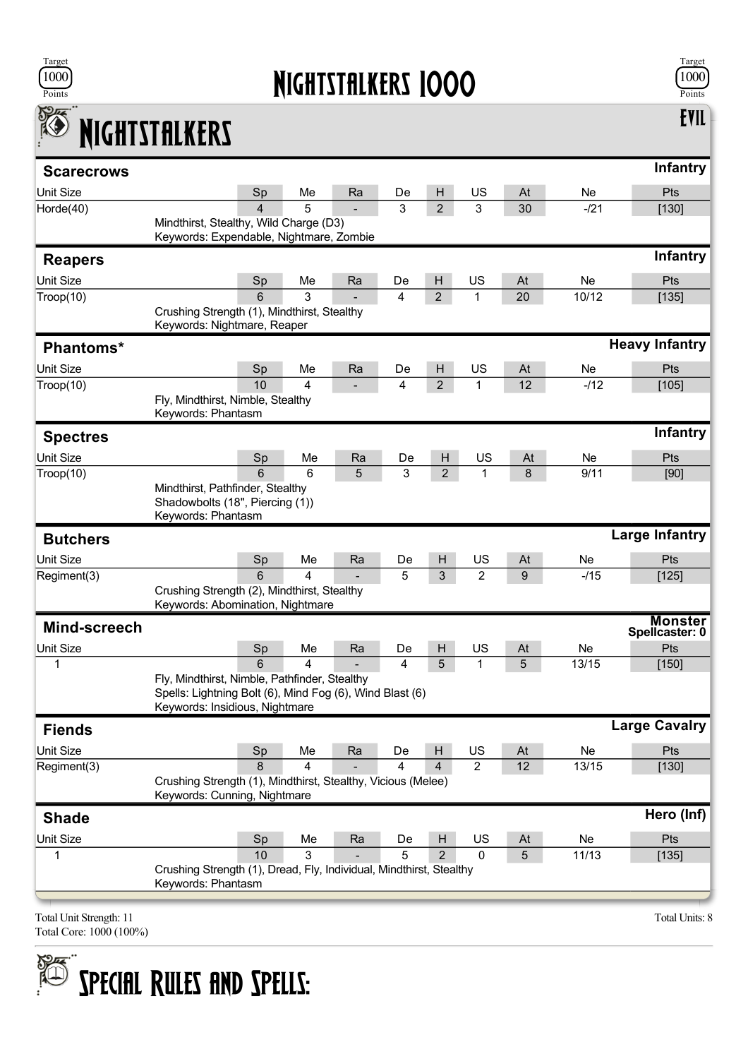# Nightstalkers 1000

Target 1000 Points

## Nightstalkers

**Evil**

### Scarecrows

**Infantry**

| Unit Size | Sp | Me | Ra | De | H | US | At | Ne | Pts |
|---|---|---|---|---|---|---|---|---|---|
| Horde(40) | 4 | 5 | - | 3 | 2 | 3 | 30 | -/21 | [130] |

Mindthirst, Stealthy, Wild Charge (D3)
Keywords: Expendable, Nightmare, Zombie

### Reapers

**Infantry**

| Unit Size | Sp | Me | Ra | De | H | US | At | Ne | Pts |
|---|---|---|---|---|---|---|---|---|---|
| Troop(10) | 6 | 3 | - | 4 | 2 | 1 | 20 | 10/12 | [135] |

Crushing Strength (1), Mindthirst, Stealthy
Keywords: Nightmare, Reaper

### Phantoms*

**Heavy Infantry**

| Unit Size | Sp | Me | Ra | De | H | US | At | Ne | Pts |
|---|---|---|---|---|---|---|---|---|---|
| Troop(10) | 10 | 4 | - | 4 | 2 | 1 | 12 | -/12 | [105] |

Fly, Mindthirst, Nimble, Stealthy
Keywords: Phantasm

### Spectres

**Infantry**

| Unit Size | Sp | Me | Ra | De | H | US | At | Ne | Pts |
|---|---|---|---|---|---|---|---|---|---|
| Troop(10) | 6 | 6 | 5 | 3 | 2 | 1 | 8 | 9/11 | [90] |

Mindthirst, Pathfinder, Stealthy
Shadowbolts (18", Piercing (1))
Keywords: Phantasm

### Butchers

**Large Infantry**

| Unit Size | Sp | Me | Ra | De | H | US | At | Ne | Pts |
|---|---|---|---|---|---|---|---|---|---|
| Regiment(3) | 6 | 4 | - | 5 | 3 | 2 | 9 | -/15 | [125] |

Crushing Strength (2), Mindthirst, Stealthy
Keywords: Abomination, Nightmare

### Mind-screech

**Monster**
**Spellcaster: 0**

| Unit Size | Sp | Me | Ra | De | H | US | At | Ne | Pts |
|---|---|---|---|---|---|---|---|---|---|
| 1 | 6 | 4 | - | 4 | 5 | 1 | 5 | 13/15 | [150] |

Fly, Mindthirst, Nimble, Pathfinder, Stealthy
Spells: Lightning Bolt (6), Mind Fog (6), Wind Blast (6)
Keywords: Insidious, Nightmare

### Fiends

**Large Cavalry**

| Unit Size | Sp | Me | Ra | De | H | US | At | Ne | Pts |
|---|---|---|---|---|---|---|---|---|---|
| Regiment(3) | 8 | 4 | - | 4 | 4 | 2 | 12 | 13/15 | [130] |

Crushing Strength (1), Mindthirst, Stealthy, Vicious (Melee)
Keywords: Cunning, Nightmare

### Shade

**Hero (Inf)**

| Unit Size | Sp | Me | Ra | De | H | US | At | Ne | Pts |
|---|---|---|---|---|---|---|---|---|---|
| 1 | 10 | 3 | - | 5 | 2 | 0 | 5 | 11/13 | [135] |

Crushing Strength (1), Dread, Fly, Individual, Mindthirst, Stealthy
Keywords: Phantasm

Total Unit Strength: 11
Total Core: 1000 (100%)

Total Units: 8

## Special Rules and Spells: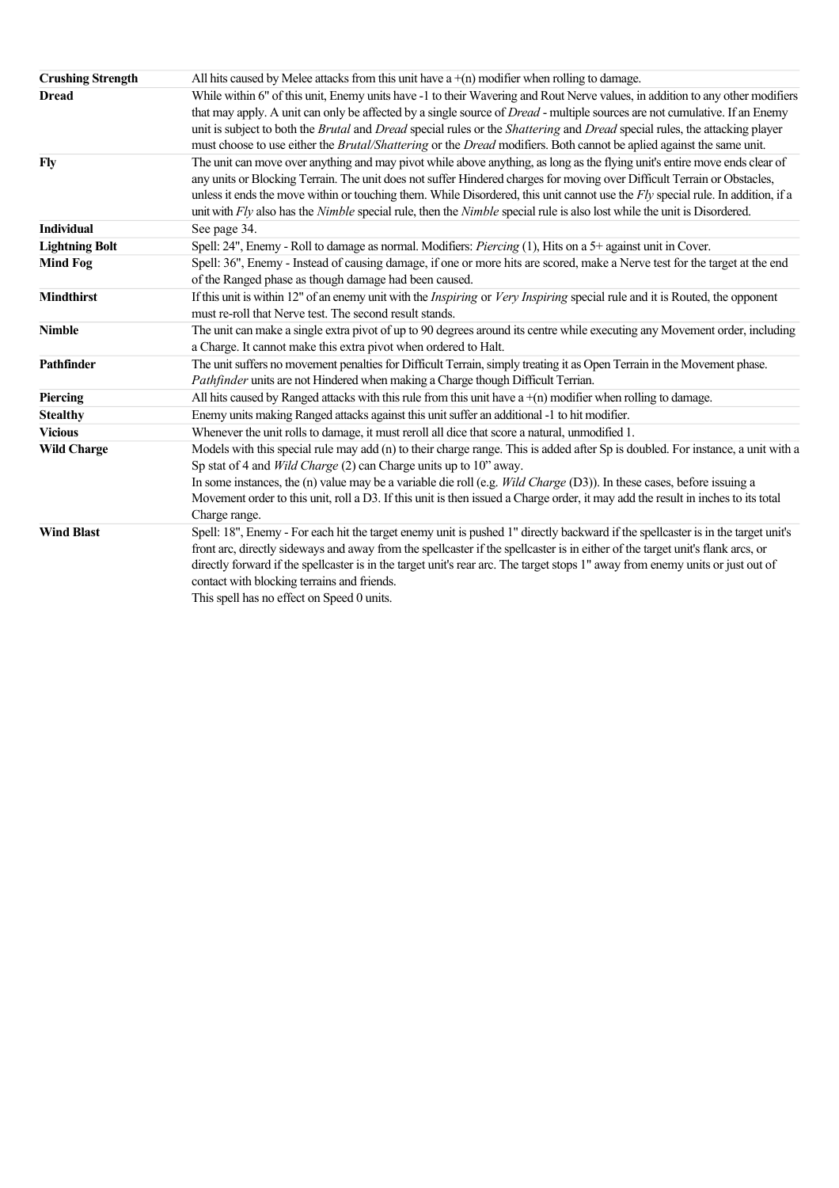| | |
|---|---|
| **Crushing Strength** | All hits caused by Melee attacks from this unit have a +(n) modifier when rolling to damage. |
| **Dread** | While within 6" of this unit, Enemy units have -1 to their Wavering and Rout Nerve values, in addition to any other modifiers that may apply. A unit can only be affected by a single source of *Dread* - multiple sources are not cumulative. If an Enemy unit is subject to both the *Brutal* and *Dread* special rules or the *Shattering* and *Dread* special rules, the attacking player must choose to use either the *Brutal/Shattering* or the *Dread* modifiers. Both cannot be aplied against the same unit. |
| **Fly** | The unit can move over anything and may pivot while above anything, as long as the flying unit's entire move ends clear of any units or Blocking Terrain. The unit does not suffer Hindered charges for moving over Difficult Terrain or Obstacles, unless it ends the move within or touching them. While Disordered, this unit cannot use the *Fly* special rule. In addition, if a unit with *Fly* also has the *Nimble* special rule, then the *Nimble* special rule is also lost while the unit is Disordered. |
| **Individual** | See page 34. |
| **Lightning Bolt** | Spell: 24", Enemy - Roll to damage as normal. Modifiers: *Piercing* (1), Hits on a 5+ against unit in Cover. |
| **Mind Fog** | Spell: 36", Enemy - Instead of causing damage, if one or more hits are scored, make a Nerve test for the target at the end of the Ranged phase as though damage had been caused. |
| **Mindthirst** | If this unit is within 12" of an enemy unit with the *Inspiring* or *Very Inspiring* special rule and it is Routed, the opponent must re-roll that Nerve test. The second result stands. |
| **Nimble** | The unit can make a single extra pivot of up to 90 degrees around its centre while executing any Movement order, including a Charge. It cannot make this extra pivot when ordered to Halt. |
| **Pathfinder** | The unit suffers no movement penalties for Difficult Terrain, simply treating it as Open Terrain in the Movement phase. *Pathfinder* units are not Hindered when making a Charge though Difficult Terrian. |
| **Piercing** | All hits caused by Ranged attacks with this rule from this unit have a +(n) modifier when rolling to damage. |
| **Stealthy** | Enemy units making Ranged attacks against this unit suffer an additional -1 to hit modifier. |
| **Vicious** | Whenever the unit rolls to damage, it must reroll all dice that score a natural, unmodified 1. |
| **Wild Charge** | Models with this special rule may add (n) to their charge range. This is added after Sp is doubled. For instance, a unit with a Sp stat of 4 and *Wild Charge* (2) can Charge units up to 10" away.<br>In some instances, the (n) value may be a variable die roll (e.g. *Wild Charge* (D3)). In these cases, before issuing a Movement order to this unit, roll a D3. If this unit is then issued a Charge order, it may add the result in inches to its total Charge range. |
| **Wind Blast** | Spell: 18", Enemy - For each hit the target enemy unit is pushed 1" directly backward if the spellcaster is in the target unit's front arc, directly sideways and away from the spellcaster if the spellcaster is in either of the target unit's flank arcs, or directly forward if the spellcaster is in the target unit's rear arc. The target stops 1" away from enemy units or just out of contact with blocking terrains and friends.<br>This spell has no effect on Speed 0 units. |